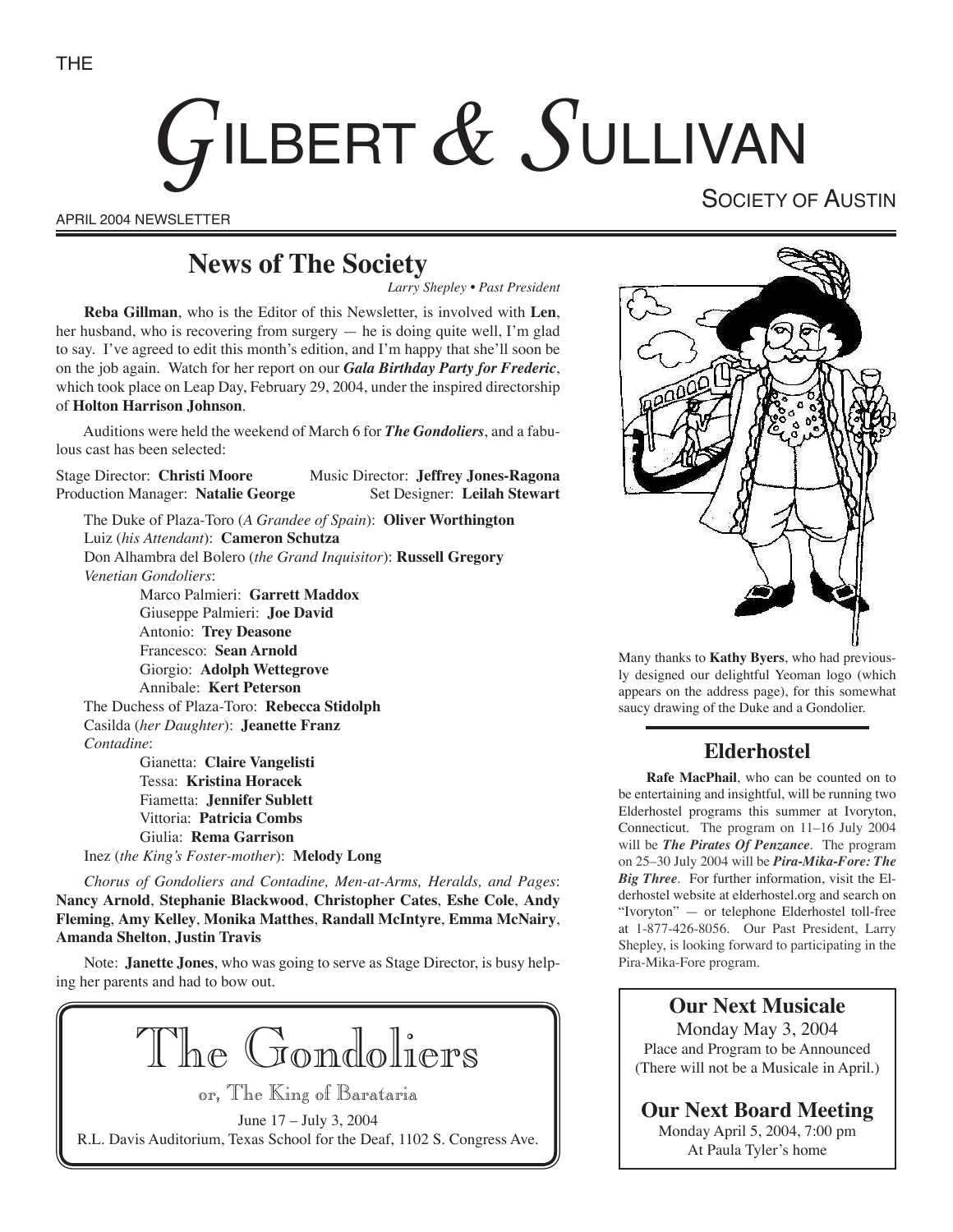THE

# GILBERT & SULLIVAN

SOCIETY OF AUSTIN

APRIL 2004 NEWSLETTER

## News of The Society

*Larry Shepley • Past President*

**Reba Gillman**, who is the Editor of this Newsletter, is involved with **Len**, her husband, who is recovering from surgery — he is doing quite well, I'm glad to say. I've agreed to edit this month's edition, and I'm happy that she'll soon be on the job again. Watch for her report on our ***Gala Birthday Party for Frederic***, which took place on Leap Day, February 29, 2004, under the inspired directorship of **Holton Harrison Johnson**.

Auditions were held the weekend of March 6 for ***The Gondoliers***, and a fabulous cast has been selected:

Stage Director: **Christi Moore** — Music Director: **Jeffrey Jones-Ragona**
Production Manager: **Natalie George** — Set Designer: **Leilah Stewart**

The Duke of Plaza-Toro (*A Grandee of Spain*): **Oliver Worthington**
Luiz (*his Attendant*): **Cameron Schutza**
Don Alhambra del Bolero (*the Grand Inquisitor*): **Russell Gregory**
*Venetian Gondoliers*:
- Marco Palmieri: **Garrett Maddox**
- Giuseppe Palmieri: **Joe David**
- Antonio: **Trey Deasone**
- Francesco: **Sean Arnold**
- Giorgio: **Adolph Wettegrove**
- Annibale: **Kert Peterson**

The Duchess of Plaza-Toro: **Rebecca Stidolph**
Casilda (*her Daughter*): **Jeanette Franz**
*Contadine*:
- Gianetta: **Claire Vangelisti**
- Tessa: **Kristina Horacek**
- Fiametta: **Jennifer Sublett**
- Vittoria: **Patricia Combs**
- Giulia: **Rema Garrison**

Inez (*the King's Foster-mother*): **Melody Long**

*Chorus of Gondoliers and Contadine, Men-at-Arms, Heralds, and Pages*: **Nancy Arnold**, **Stephanie Blackwood**, **Christopher Cates**, **Eshe Cole**, **Andy Fleming**, **Amy Kelley**, **Monika Matthes**, **Randall McIntyre**, **Emma McNairy**, **Amanda Shelton**, **Justin Travis**

Note: **Janette Jones**, who was going to serve as Stage Director, is busy helping her parents and had to bow out.

## The Gondoliers

or, The King of Barataria

June 17 – July 3, 2004
R.L. Davis Auditorium, Texas School for the Deaf, 1102 S. Congress Ave.

Many thanks to **Kathy Byers**, who had previously designed our delightful Yeoman logo (which appears on the address page), for this somewhat saucy drawing of the Duke and a Gondolier.

## Elderhostel

**Rafe MacPhail**, who can be counted on to be entertaining and insightful, will be running two Elderhostel programs this summer at Ivoryton, Connecticut. The program on 11–16 July 2004 will be ***The Pirates Of Penzance***. The program on 25–30 July 2004 will be ***Pira-Mika-Fore: The Big Three***. For further information, visit the Elderhostel website at elderhostel.org and search on "Ivoryton" — or telephone Elderhostel toll-free at 1-877-426-8056. Our Past President, Larry Shepley, is looking forward to participating in the Pira-Mika-Fore program.

## Our Next Musicale

Monday May 3, 2004
Place and Program to be Announced
(There will not be a Musicale in April.)

## Our Next Board Meeting

Monday April 5, 2004, 7:00 pm
At Paula Tyler's home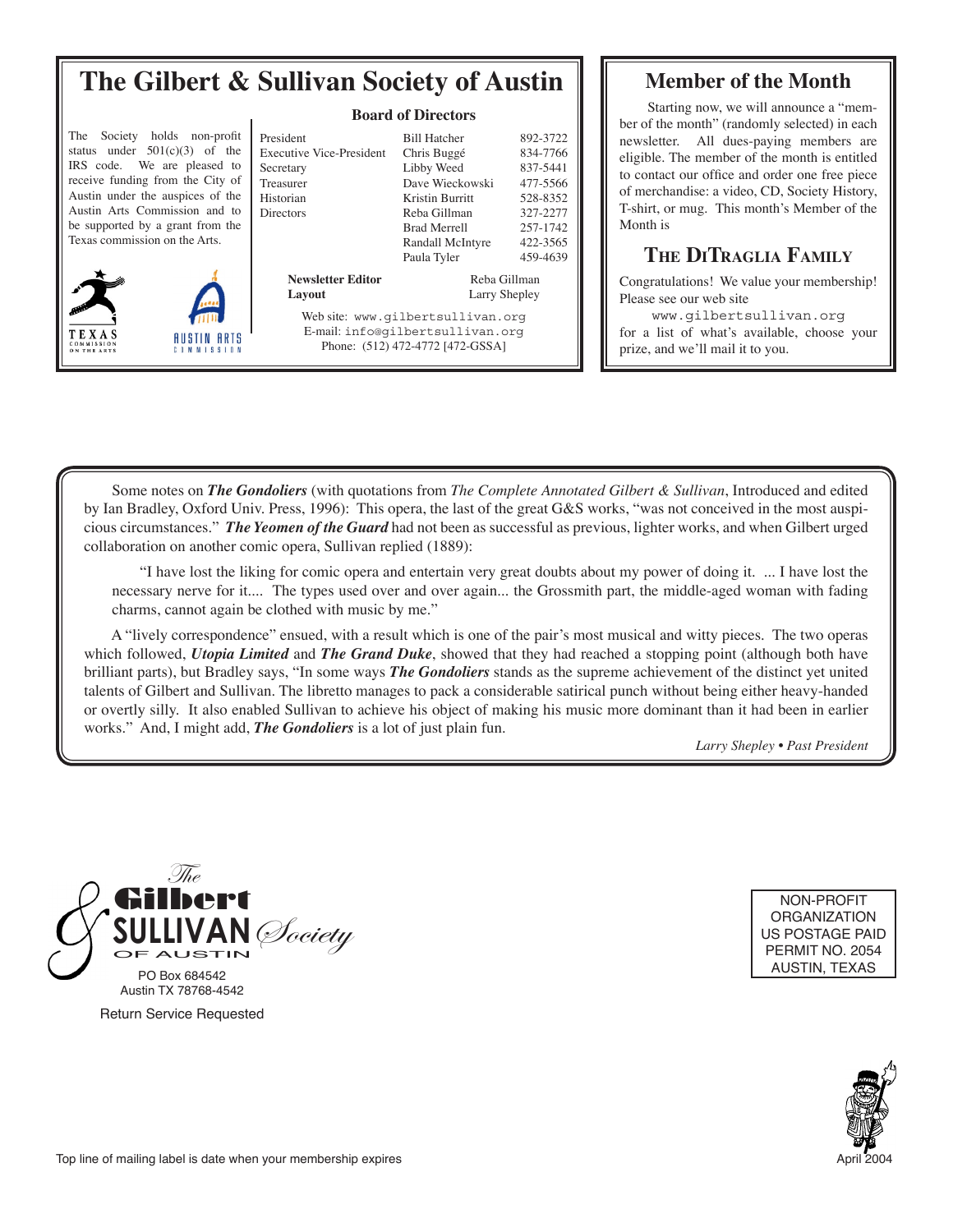# The Gilbert & Sullivan Society of Austin

The Society holds non-profit status under 501(c)(3) of the IRS code. We are pleased to receive funding from the City of Austin under the auspices of the Austin Arts Commission and to be supported by a grant from the Texas commission on the Arts.

TEXAS COMMISSION ON THE ARTS

AUSTIN ARTS COMMISSION

**Board of Directors**

| | | |
|---|---|---|
| President | Bill Hatcher | 892-3722 |
| Executive Vice-President | Chris Buggé | 834-7766 |
| Secretary | Libby Weed | 837-5441 |
| Treasurer | Dave Wieckowski | 477-5566 |
| Historian | Kristin Burritt | 528-8352 |
| Directors | Reba Gillman | 327-2277 |
| | Brad Merrell | 257-1742 |
| | Randall McIntyre | 422-3565 |
| | Paula Tyler | 459-4639 |

**Newsletter Editor** Reba Gillman
**Layout** Larry Shepley

Web site: www.gilbertsullivan.org
E-mail: info@gilbertsullivan.org
Phone: (512) 472-4772 [472-GSSA]

## Member of the Month

Starting now, we will announce a "member of the month" (randomly selected) in each newsletter. All dues-paying members are eligible. The member of the month is entitled to contact our office and order one free piece of merchandise: a video, CD, Society History, T-shirt, or mug. This month's Member of the Month is

### The DiTraglia Family

Congratulations! We value your membership! Please see our web site

www.gilbertsullivan.org

for a list of what's available, choose your prize, and we'll mail it to you.

---

Some notes on ***The Gondoliers*** (with quotations from *The Complete Annotated Gilbert & Sullivan*, Introduced and edited by Ian Bradley, Oxford Univ. Press, 1996): This opera, the last of the great G&S works, "was not conceived in the most auspicious circumstances." ***The Yeomen of the Guard*** had not been as successful as previous, lighter works, and when Gilbert urged collaboration on another comic opera, Sullivan replied (1889):

> "I have lost the liking for comic opera and entertain very great doubts about my power of doing it. ... I have lost the necessary nerve for it.... The types used over and over again... the Grossmith part, the middle-aged woman with fading charms, cannot again be clothed with music by me."

A "lively correspondence" ensued, with a result which is one of the pair's most musical and witty pieces. The two operas which followed, ***Utopia Limited*** and ***The Grand Duke***, showed that they had reached a stopping point (although both have brilliant parts), but Bradley says, "In some ways ***The Gondoliers*** stands as the supreme achievement of the distinct yet united talents of Gilbert and Sullivan. The libretto manages to pack a considerable satirical punch without being either heavy-handed or overtly silly. It also enabled Sullivan to achieve his object of making his music more dominant than it had been in earlier works." And, I might add, ***The Gondoliers*** is a lot of just plain fun.

*Larry Shepley • Past President*

---

The Gilbert & Sullivan Society of Austin
PO Box 684542
Austin TX 78768-4542

Return Service Requested

NON-PROFIT ORGANIZATION
US POSTAGE PAID
PERMIT NO. 2054
AUSTIN, TEXAS

Top line of mailing label is date when your membership expires

April 2004